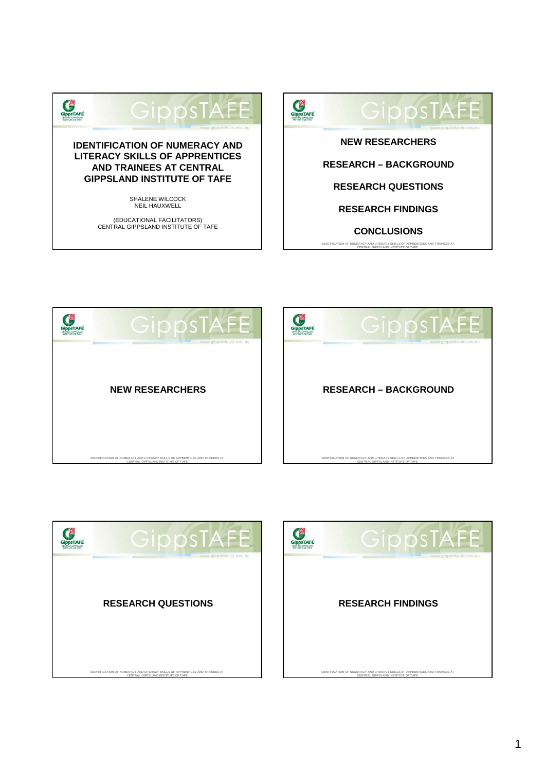# IDENTIFICATION OF NUMERACY AND LITERACY SKILLS OF APPRENTICES AND TRAINEES AT CENTRAL GIPPSLAND INSTITUTE OF TAFE

SHALENE WILCOCK
NEIL HAUXWELL

(EDUCATIONAL FACILITATORS)
CENTRAL GIPPSLAND INSTITUTE OF TAFE

---

**NEW RESEARCHERS**

**RESEARCH – BACKGROUND**

**RESEARCH QUESTIONS**

**RESEARCH FINDINGS**

**CONCLUSIONS**

---

## NEW RESEARCHERS

---

## RESEARCH – BACKGROUND

---

## RESEARCH QUESTIONS

---

## RESEARCH FINDINGS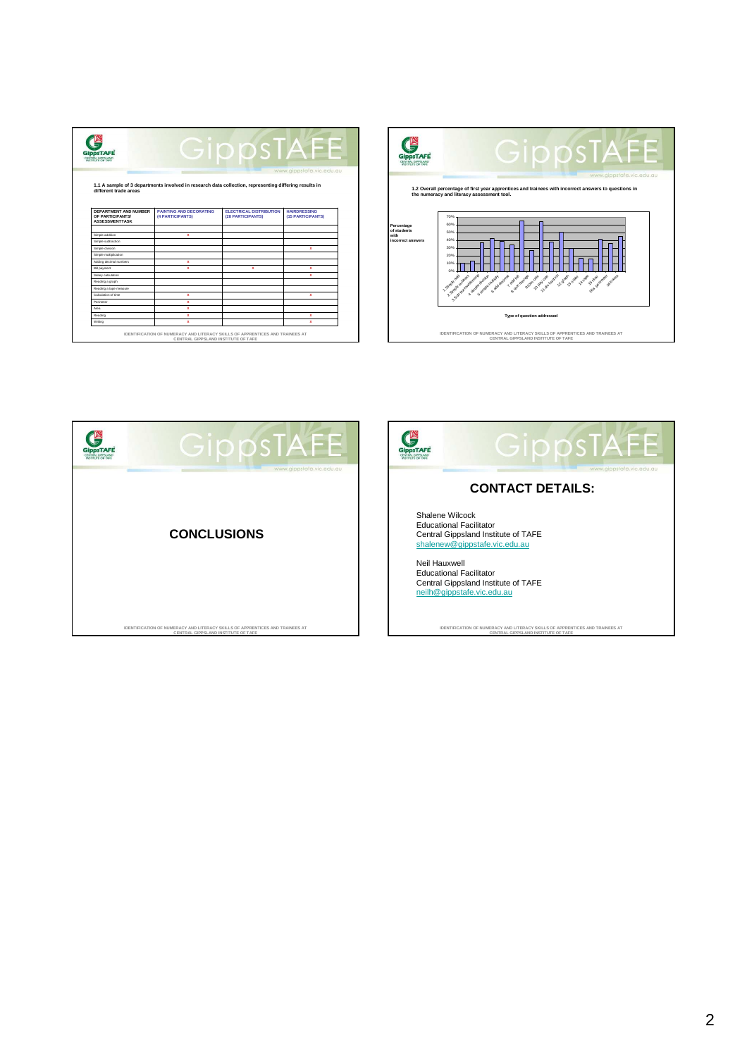1.1 A sample of 3 departments involved in research data collection, representing differing results in different trade areas

| DEPARTMENT AND NUMBER OF PARTICIPANTS/ ASSESSMENTTASK | PAINTING AND DECORATING (4 PARTICIPANTS) | ELECTRICAL DISTRIBUTION (28 PARTICIPANTS) | HAIRDRESSING (35 PARTICIPANTS) |
|---|---|---|---|
| Simple addition | x | | |
| Simple subtraction | | | |
| Simple division | | | x |
| Simple multiplication | | | |
| Adding decimal numbers | x | | |
| Bill payment | x | x | x |
| Salary calculation | | | x |
| Reading a graph | | | |
| Reading a tape measure | | | |
| Calculation of time | x | | x |
| Perimeter | x | | |
| Area | x | | |
| Reading | x | | x |
| Writing | x | | x |

IDENTIFICATION OF NUMERACY AND LITERACY SKILLS OF APPRENTICES AND TRAINEES AT CENTRAL GIPPSLAND INSTITUTE OF TAFE

1.2 Overall percentage of first year apprentices and trainees with incorrect answers to questions in the numeracy and literacy assessment tool.

Percentage of students with incorrect answers

70%
60%
50%
40%
30%
20%
10%
0%

1 Single add
2 Simple subtract
3 Sub bo multiplication
4 simple division
5 simple multiply
6 add decimal
7 add bill
8 salary change
9 bill calc
10 bill calc
11 pay function
12 graph
13 scale
14 scale
15 time
16a perimeter
16b area

Type of question addressed

IDENTIFICATION OF NUMERACY AND LITERACY SKILLS OF APPRENTICES AND TRAINEES AT CENTRAL GIPPSLAND INSTITUTE OF TAFE

## CONCLUSIONS

IDENTIFICATION OF NUMERACY AND LITERACY SKILLS OF APPRENTICES AND TRAINEES AT CENTRAL GIPPSLAND INSTITUTE OF TAFE

## CONTACT DETAILS:

Shalene Wilcock
Educational Facilitator
Central Gippsland Institute of TAFE
shalenew@gippstafe.vic.edu.au

Neil Hauxwell
Educational Facilitator
Central Gippsland Institute of TAFE
neilh@gippstafe.vic.edu.au

IDENTIFICATION OF NUMERACY AND LITERACY SKILLS OF APPRENTICES AND TRAINEES AT CENTRAL GIPPSLAND INSTITUTE OF TAFE